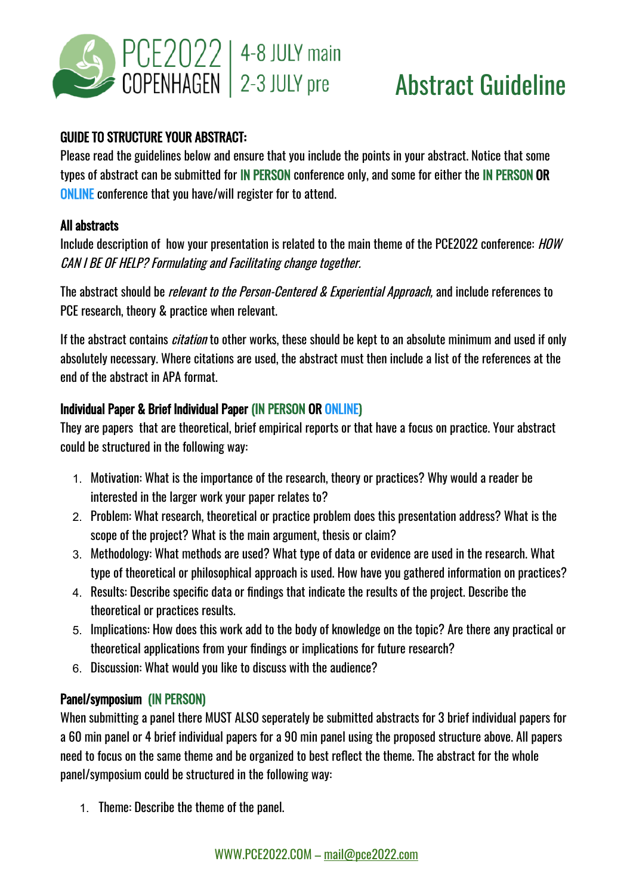PCE2022 COPENHAGEN | 4-8 JULY main 2-3 JULY pre

# Abstract Guideline

## GUIDE TO STRUCTURE YOUR ABSTRACT:

Please read the guidelines below and ensure that you include the points in your abstract. Notice that some types of abstract can be submitted for IN PERSON conference only, and some for either the IN PERSON **OR** ONLINE conference that you have/will register for to attend.

### All abstracts

Include description of how your presentation is related to the main theme of the PCE2022 conference: *HOW CAN I BE OF HELP? Formulating and Facilitating change together.*

The abstract should be *relevant to the Person-Centered & Experiential Approach,* and include references to PCE research, theory & practice when relevant.

If the abstract contains *citation* to other works, these should be kept to an absolute minimum and used if only absolutely necessary. Where citations are used, the abstract must then include a list of the references at the end of the abstract in APA format.

### Individual Paper & Brief Individual Paper (IN PERSON OR ONLINE)

They are papers that are theoretical, brief empirical reports or that have a focus on practice. Your abstract could be structured in the following way:

1. Motivation: What is the importance of the research, theory or practices? Why would a reader be interested in the larger work your paper relates to?
2. Problem: What research, theoretical or practice problem does this presentation address? What is the scope of the project? What is the main argument, thesis or claim?
3. Methodology: What methods are used? What type of data or evidence are used in the research. What type of theoretical or philosophical approach is used. How have you gathered information on practices?
4. Results: Describe specific data or findings that indicate the results of the project. Describe the theoretical or practices results.
5. Implications: How does this work add to the body of knowledge on the topic? Are there any practical or theoretical applications from your findings or implications for future research?
6. Discussion: What would you like to discuss with the audience?

### Panel/symposium (IN PERSON)

When submitting a panel there MUST ALSO seperately be submitted abstracts for 3 brief individual papers for a 60 min panel or 4 brief individual papers for a 90 min panel using the proposed structure above. All papers need to focus on the same theme and be organized to best reflect the theme. The abstract for the whole panel/symposium could be structured in the following way:

1. Theme: Describe the theme of the panel.

WWW.PCE2022.COM – mail@pce2022.com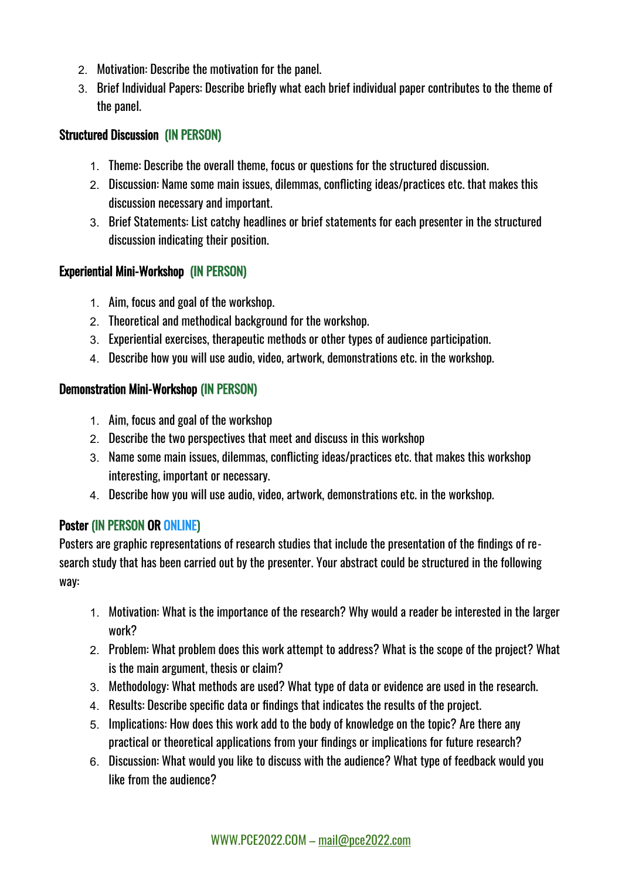2. Motivation: Describe the motivation for the panel.
3. Brief Individual Papers: Describe briefly what each brief individual paper contributes to the theme of the panel.

### Structured Discussion (IN PERSON)

1. Theme: Describe the overall theme, focus or questions for the structured discussion.
2. Discussion: Name some main issues, dilemmas, conflicting ideas/practices etc. that makes this discussion necessary and important.
3. Brief Statements: List catchy headlines or brief statements for each presenter in the structured discussion indicating their position.

### Experiential Mini-Workshop (IN PERSON)

1. Aim, focus and goal of the workshop.
2. Theoretical and methodical background for the workshop.
3. Experiential exercises, therapeutic methods or other types of audience participation.
4. Describe how you will use audio, video, artwork, demonstrations etc. in the workshop.

### Demonstration Mini-Workshop (IN PERSON)

1. Aim, focus and goal of the workshop
2. Describe the two perspectives that meet and discuss in this workshop
3. Name some main issues, dilemmas, conflicting ideas/practices etc. that makes this workshop interesting, important or necessary.
4. Describe how you will use audio, video, artwork, demonstrations etc. in the workshop.

### Poster (IN PERSON OR ONLINE)

Posters are graphic representations of research studies that include the presentation of the findings of research study that has been carried out by the presenter. Your abstract could be structured in the following way:

1. Motivation: What is the importance of the research? Why would a reader be interested in the larger work?
2. Problem: What problem does this work attempt to address? What is the scope of the project? What is the main argument, thesis or claim?
3. Methodology: What methods are used? What type of data or evidence are used in the research.
4. Results: Describe specific data or findings that indicates the results of the project.
5. Implications: How does this work add to the body of knowledge on the topic? Are there any practical or theoretical applications from your findings or implications for future research?
6. Discussion: What would you like to discuss with the audience? What type of feedback would you like from the audience?

WWW.PCE2022.COM – mail@pce2022.com